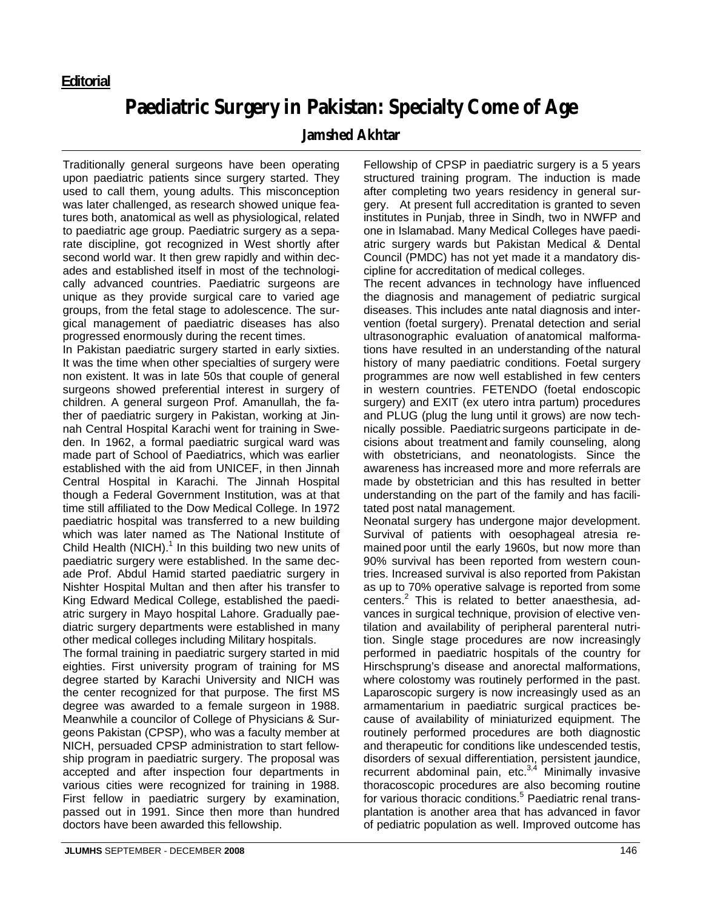**Editorial**

# Paediatric Surgery in Pakistan: Specialty Come of Age

**Jamshed Akhtar**

Traditionally general surgeons have been operating upon paediatric patients since surgery started. They used to call them, young adults. This misconception was later challenged, as research showed unique features both, anatomical as well as physiological, related to paediatric age group. Paediatric surgery as a separate discipline, got recognized in West shortly after second world war. It then grew rapidly and within decades and established itself in most of the technologically advanced countries. Paediatric surgeons are unique as they provide surgical care to varied age groups, from the fetal stage to adolescence. The surgical management of paediatric diseases has also progressed enormously during the recent times.

In Pakistan paediatric surgery started in early sixties. It was the time when other specialties of surgery were non existent. It was in late 50s that couple of general surgeons showed preferential interest in surgery of children. A general surgeon Prof. Amanullah, the father of paediatric surgery in Pakistan, working at Jinnah Central Hospital Karachi went for training in Sweden. In 1962, a formal paediatric surgical ward was made part of School of Paediatrics, which was earlier established with the aid from UNICEF, in then Jinnah Central Hospital in Karachi. The Jinnah Hospital though a Federal Government Institution, was at that time still affiliated to the Dow Medical College. In 1972 paediatric hospital was transferred to a new building which was later named as The National Institute of Child Health (NICH).[1] In this building two new units of paediatric surgery were established. In the same decade Prof. Abdul Hamid started paediatric surgery in Nishter Hospital Multan and then after his transfer to King Edward Medical College, established the paediatric surgery in Mayo hospital Lahore. Gradually paediatric surgery departments were established in many other medical colleges including Military hospitals.

The formal training in paediatric surgery started in mid eighties. First university program of training for MS degree started by Karachi University and NICH was the center recognized for that purpose. The first MS degree was awarded to a female surgeon in 1988. Meanwhile a councilor of College of Physicians & Surgeons Pakistan (CPSP), who was a faculty member at NICH, persuaded CPSP administration to start fellowship program in paediatric surgery. The proposal was accepted and after inspection four departments in various cities were recognized for training in 1988. First fellow in paediatric surgery by examination, passed out in 1991. Since then more than hundred doctors have been awarded this fellowship.

Fellowship of CPSP in paediatric surgery is a 5 years structured training program. The induction is made after completing two years residency in general surgery. At present full accreditation is granted to seven institutes in Punjab, three in Sindh, two in NWFP and one in Islamabad. Many Medical Colleges have paediatric surgery wards but Pakistan Medical & Dental Council (PMDC) has not yet made it a mandatory discipline for accreditation of medical colleges.

The recent advances in technology have influenced the diagnosis and management of pediatric surgical diseases. This includes ante natal diagnosis and intervention (foetal surgery). Prenatal detection and serial ultrasonographic evaluation of anatomical malformations have resulted in an understanding of the natural history of many paediatric conditions. Foetal surgery programmes are now well established in few centers in western countries. FETENDO (foetal endoscopic surgery) and EXIT (ex utero intra partum) procedures and PLUG (plug the lung until it grows) are now technically possible. Paediatric surgeons participate in decisions about treatment and family counseling, along with obstetricians, and neonatologists. Since the awareness has increased more and more referrals are made by obstetrician and this has resulted in better understanding on the part of the family and has facilitated post natal management.

Neonatal surgery has undergone major development. Survival of patients with oesophageal atresia remained poor until the early 1960s, but now more than 90% survival has been reported from western countries. Increased survival is also reported from Pakistan as up to 70% operative salvage is reported from some centers.[2] This is related to better anaesthesia, advances in surgical technique, provision of elective ventilation and availability of peripheral parenteral nutrition. Single stage procedures are now increasingly performed in paediatric hospitals of the country for Hirschsprung's disease and anorectal malformations, where colostomy was routinely performed in the past. Laparoscopic surgery is now increasingly used as an armamentarium in paediatric surgical practices because of availability of miniaturized equipment. The routinely performed procedures are both diagnostic and therapeutic for conditions like undescended testis, disorders of sexual differentiation, persistent jaundice, recurrent abdominal pain, etc.[3,4] Minimally invasive thoracoscopic procedures are also becoming routine for various thoracic conditions.[5] Paediatric renal transplantation is another area that has advanced in favor of pediatric population as well. Improved outcome has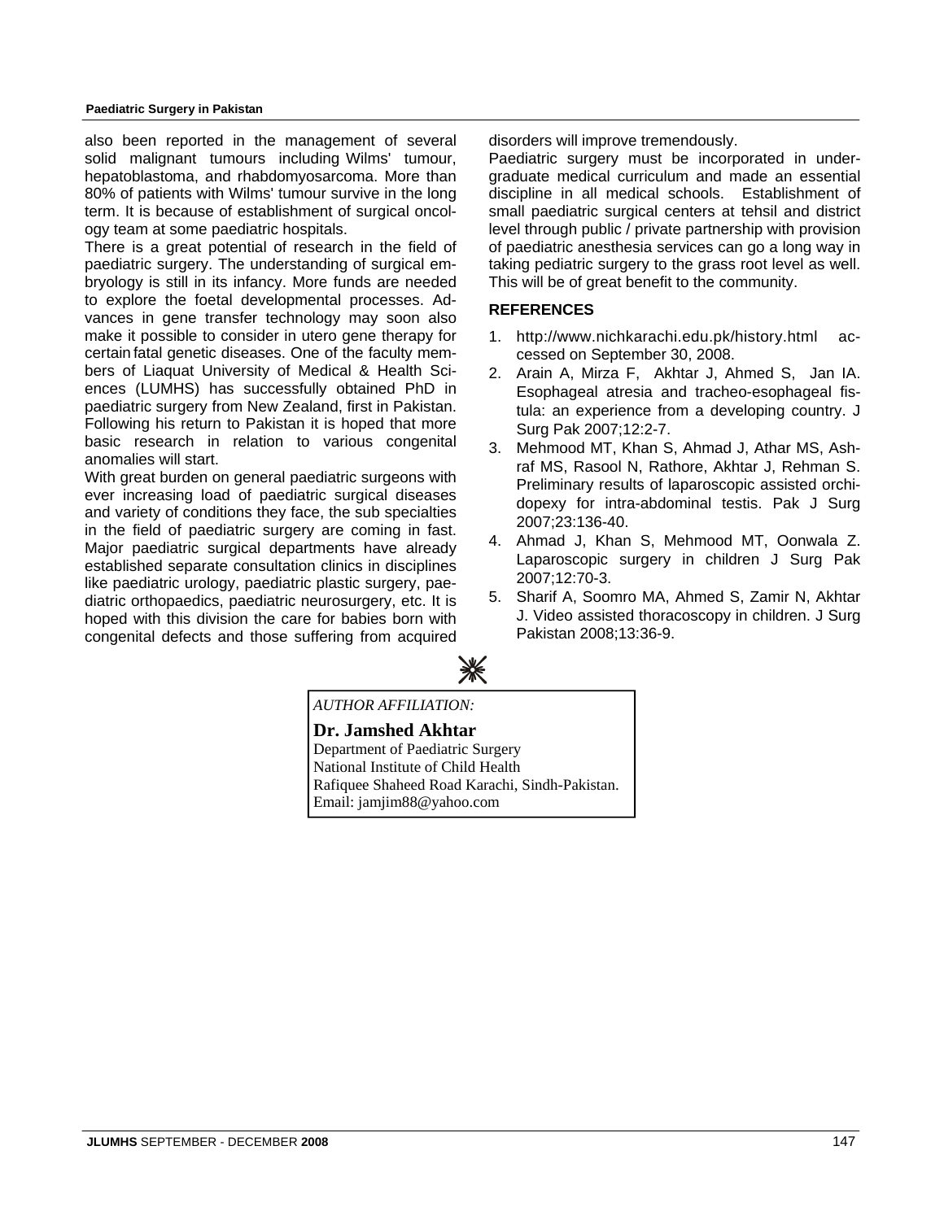also been reported in the management of several solid malignant tumours including Wilms' tumour, hepatoblastoma, and rhabdomyosarcoma. More than 80% of patients with Wilms' tumour survive in the long term. It is because of establishment of surgical oncology team at some paediatric hospitals.

There is a great potential of research in the field of paediatric surgery. The understanding of surgical embryology is still in its infancy. More funds are needed to explore the foetal developmental processes. Advances in gene transfer technology may soon also make it possible to consider in utero gene therapy for certain fatal genetic diseases. One of the faculty members of Liaquat University of Medical & Health Sciences (LUMHS) has successfully obtained PhD in paediatric surgery from New Zealand, first in Pakistan. Following his return to Pakistan it is hoped that more basic research in relation to various congenital anomalies will start.

With great burden on general paediatric surgeons with ever increasing load of paediatric surgical diseases and variety of conditions they face, the sub specialties in the field of paediatric surgery are coming in fast. Major paediatric surgical departments have already established separate consultation clinics in disciplines like paediatric urology, paediatric plastic surgery, paediatric orthopaedics, paediatric neurosurgery, etc. It is hoped with this division the care for babies born with congenital defects and those suffering from acquired disorders will improve tremendously.

Paediatric surgery must be incorporated in undergraduate medical curriculum and made an essential discipline in all medical schools. Establishment of small paediatric surgical centers at tehsil and district level through public / private partnership with provision of paediatric anesthesia services can go a long way in taking pediatric surgery to the grass root level as well. This will be of great benefit to the community.

## REFERENCES

1. http://www.nichkarachi.edu.pk/history.html accessed on September 30, 2008.
2. Arain A, Mirza F, Akhtar J, Ahmed S, Jan IA. Esophageal atresia and tracheo-esophageal fistula: an experience from a developing country. J Surg Pak 2007;12:2-7.
3. Mehmood MT, Khan S, Ahmad J, Athar MS, Ashraf MS, Rasool N, Rathore, Akhtar J, Rehman S. Preliminary results of laparoscopic assisted orchidopexy for intra-abdominal testis. Pak J Surg 2007;23:136-40.
4. Ahmad J, Khan S, Mehmood MT, Oonwala Z. Laparoscopic surgery in children J Surg Pak 2007;12:70-3.
5. Sharif A, Soomro MA, Ahmed S, Zamir N, Akhtar J. Video assisted thoracoscopy in children. J Surg Pakistan 2008;13:36-9.

*AUTHOR AFFILIATION:*

**Dr. Jamshed Akhtar**
Department of Paediatric Surgery
National Institute of Child Health
Rafiquee Shaheed Road Karachi, Sindh-Pakistan.
Email: jamjim88@yahoo.com